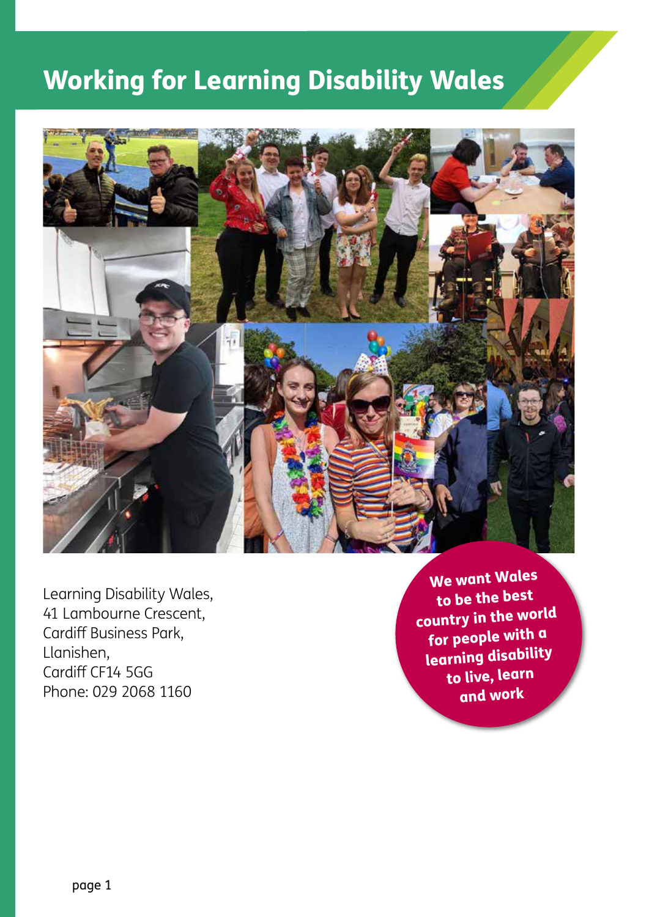# Working for Learning Disability Wales

Learning Disability Wales,
41 Lambourne Crescent,
Cardiff Business Park,
Llanishen,
Cardiff CF14 5GG
Phone: 029 2068 1160

**We want Wales to be the best country in the world for people with a learning disability to live, learn and work**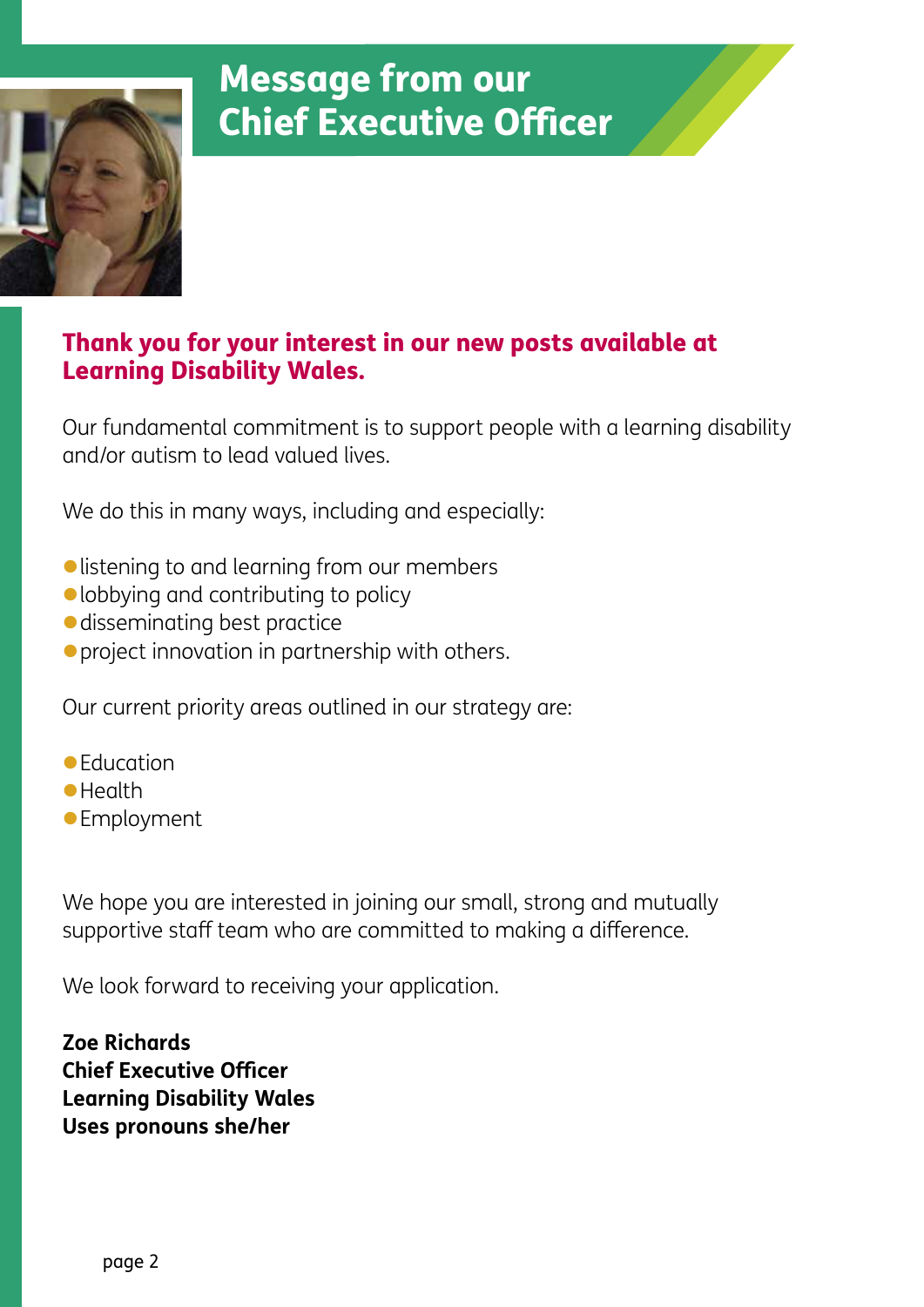# Message from our Chief Executive Officer

**Thank you for your interest in our new posts available at Learning Disability Wales.**

Our fundamental commitment is to support people with a learning disability and/or autism to lead valued lives.

We do this in many ways, including and especially:

- listening to and learning from our members
- lobbying and contributing to policy
- disseminating best practice
- project innovation in partnership with others.

Our current priority areas outlined in our strategy are:

- Education
- Health
- Employment

We hope you are interested in joining our small, strong and mutually supportive staff team who are committed to making a difference.

We look forward to receiving your application.

**Zoe Richards**
**Chief Executive Officer**
**Learning Disability Wales**
**Uses pronouns she/her**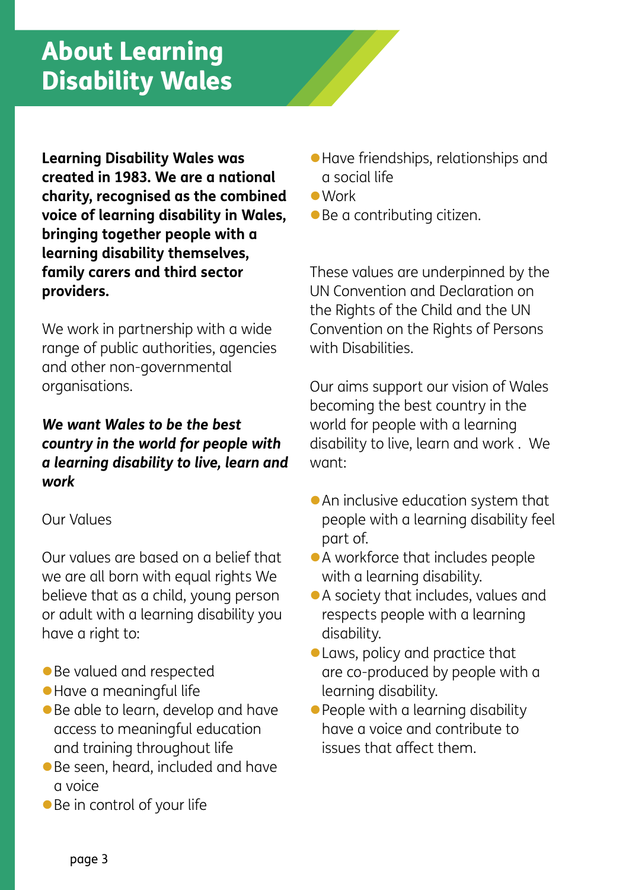# About Learning Disability Wales

**Learning Disability Wales was created in 1983. We are a national charity, recognised as the combined voice of learning disability in Wales, bringing together people with a learning disability themselves, family carers and third sector providers.**

We work in partnership with a wide range of public authorities, agencies and other non-governmental organisations.

***We want Wales to be the best country in the world for people with a learning disability to live, learn and work***

Our Values

Our values are based on a belief that we are all born with equal rights We believe that as a child, young person or adult with a learning disability you have a right to:

- Be valued and respected
- Have a meaningful life
- Be able to learn, develop and have access to meaningful education and training throughout life
- Be seen, heard, included and have a voice
- Be in control of your life
- Have friendships, relationships and a social life
- Work
- Be a contributing citizen.

These values are underpinned by the UN Convention and Declaration on the Rights of the Child and the UN Convention on the Rights of Persons with Disabilities.

Our aims support our vision of Wales becoming the best country in the world for people with a learning disability to live, learn and work . We want:

- An inclusive education system that people with a learning disability feel part of.
- A workforce that includes people with a learning disability.
- A society that includes, values and respects people with a learning disability.
- Laws, policy and practice that are co-produced by people with a learning disability.
- People with a learning disability have a voice and contribute to issues that affect them.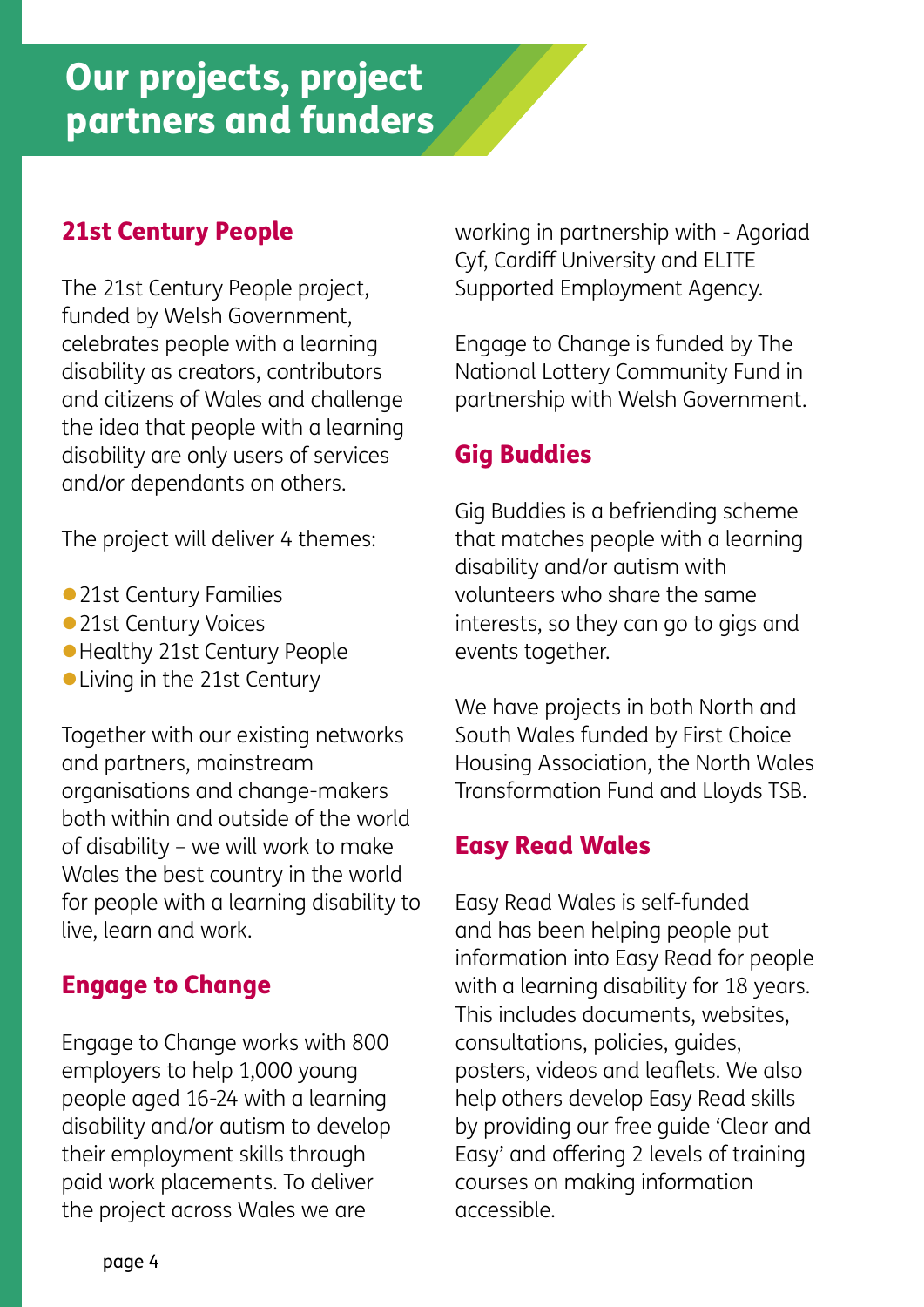# Our projects, project partners and funders

## 21st Century People

The 21st Century People project, funded by Welsh Government, celebrates people with a learning disability as creators, contributors and citizens of Wales and challenge the idea that people with a learning disability are only users of services and/or dependants on others.

The project will deliver 4 themes:

- 21st Century Families
- 21st Century Voices
- Healthy 21st Century People
- Living in the 21st Century

Together with our existing networks and partners, mainstream organisations and change-makers both within and outside of the world of disability – we will work to make Wales the best country in the world for people with a learning disability to live, learn and work.

## Engage to Change

Engage to Change works with 800 employers to help 1,000 young people aged 16-24 with a learning disability and/or autism to develop their employment skills through paid work placements. To deliver the project across Wales we are working in partnership with - Agoriad Cyf, Cardiff University and ELITE Supported Employment Agency.

Engage to Change is funded by The National Lottery Community Fund in partnership with Welsh Government.

## Gig Buddies

Gig Buddies is a befriending scheme that matches people with a learning disability and/or autism with volunteers who share the same interests, so they can go to gigs and events together.

We have projects in both North and South Wales funded by First Choice Housing Association, the North Wales Transformation Fund and Lloyds TSB.

## Easy Read Wales

Easy Read Wales is self-funded and has been helping people put information into Easy Read for people with a learning disability for 18 years. This includes documents, websites, consultations, policies, guides, posters, videos and leaflets. We also help others develop Easy Read skills by providing our free guide 'Clear and Easy' and offering 2 levels of training courses on making information accessible.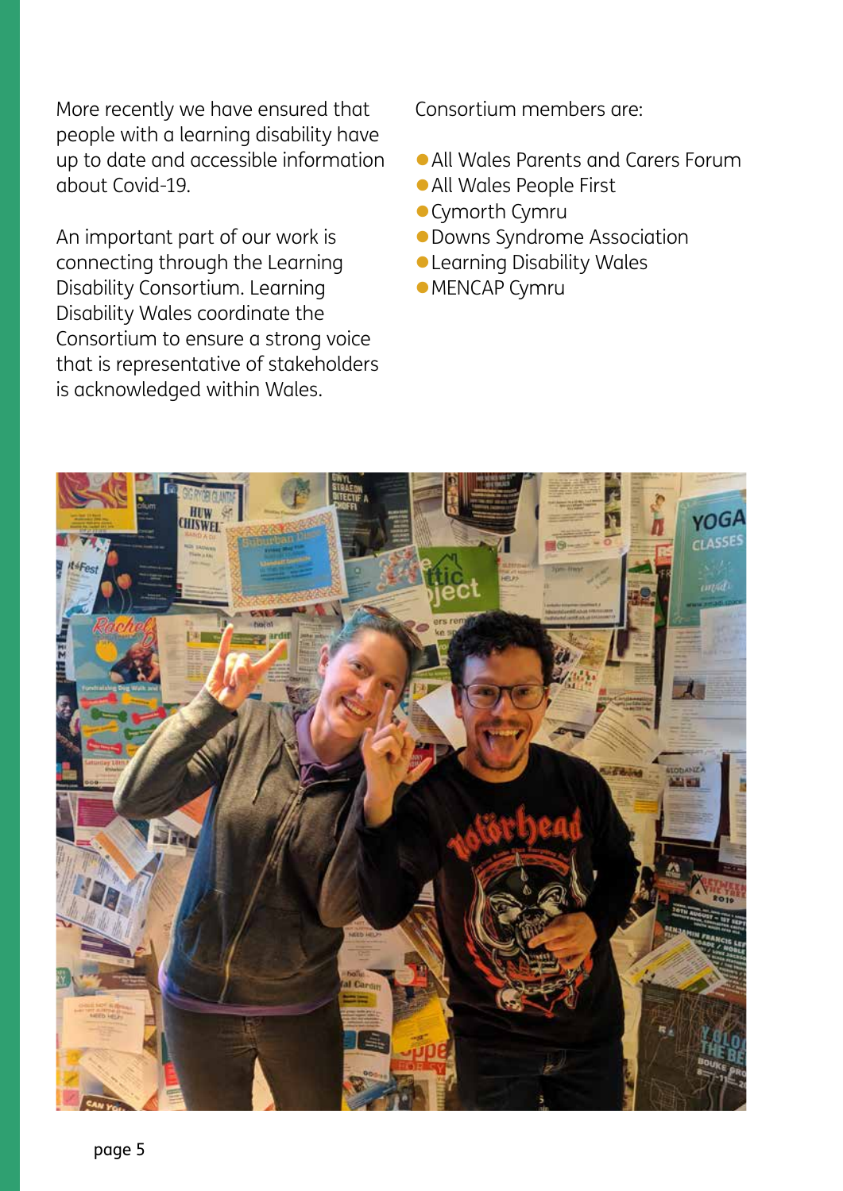More recently we have ensured that people with a learning disability have up to date and accessible information about Covid-19.

An important part of our work is connecting through the Learning Disability Consortium. Learning Disability Wales coordinate the Consortium to ensure a strong voice that is representative of stakeholders is acknowledged within Wales.

Consortium members are:

- All Wales Parents and Carers Forum
- All Wales People First
- Cymorth Cymru
- Downs Syndrome Association
- Learning Disability Wales
- MENCAP Cymru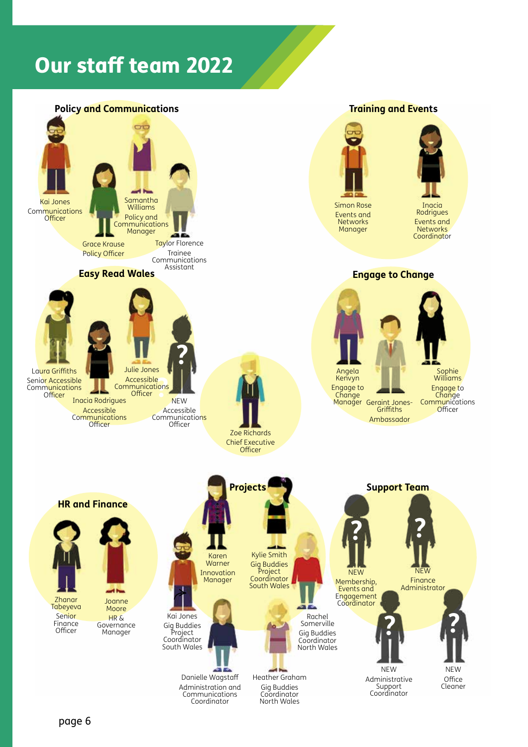# Our staff team 2022

## Policy and Communications

- Kai Jones – Communications Officer
- Samantha Williams – Policy and Communications Manager
- Grace Krause – Policy Officer
- Taylor Florence – Trainee Communications Assistant

## Training and Events

- Simon Rose – Events and Networks Manager
- Inacia Rodrigues – Events and Networks Coordinator

## Easy Read Wales

- Laura Griffiths – Senior Accessible Communications Officer
- Julie Jones – Accessible Communications Officer
- Inacia Rodrigues – Accessible Communications Officer
- NEW – Accessible Communications Officer

## Engage to Change

- Angela Kenvyn – Engage to Change Manager
- Geraint Jones-Griffiths – Ambassador
- Sophie Williams – Engage to Change Communications Officer

Zoe Richards – Chief Executive Officer

## HR and Finance

- Zhanar Tabeyeva – Senior Finance Officer
- Joanne Moore – HR & Governance Manager

## Projects

- Karen Warner – Innovation Manager
- Kylie Smith – Gig Buddies Project Coordinator South Wales
- Kai Jones – Gig Buddies Project Coordinator South Wales
- Rachel Somerville – Gig Buddies Coordinator North Wales
- Danielle Wagstaff – Administration and Communications Coordinator
- Heather Graham – Gig Buddies Coordinator North Wales

## Support Team

- NEW – Membership, Events and Engagement Coordinator
- NEW – Finance Administrator
- NEW – Administrative Support Coordinator
- NEW – Office Cleaner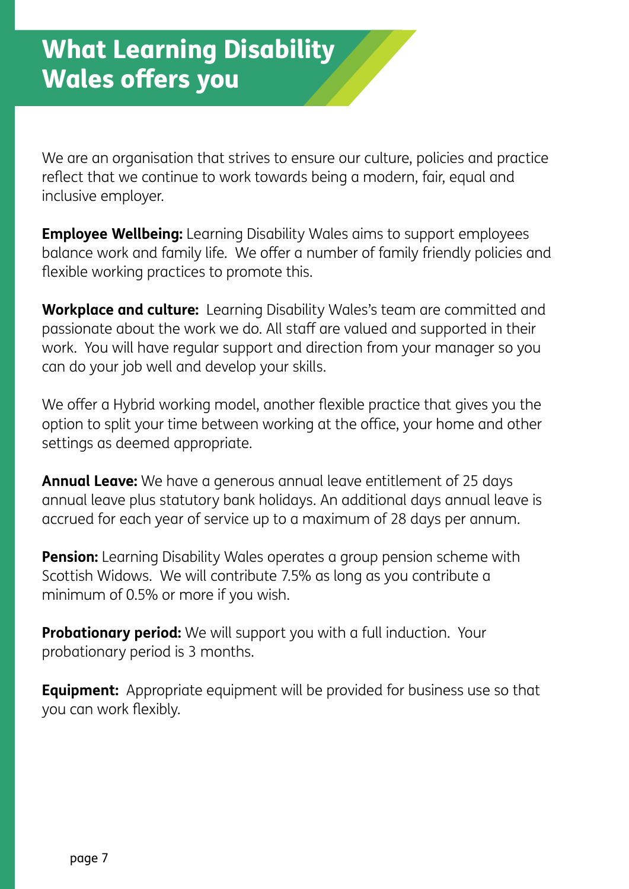# What Learning Disability Wales offers you

We are an organisation that strives to ensure our culture, policies and practice reflect that we continue to work towards being a modern, fair, equal and inclusive employer.

**Employee Wellbeing:** Learning Disability Wales aims to support employees balance work and family life. We offer a number of family friendly policies and flexible working practices to promote this.

**Workplace and culture:** Learning Disability Wales's team are committed and passionate about the work we do. All staff are valued and supported in their work. You will have regular support and direction from your manager so you can do your job well and develop your skills.

We offer a Hybrid working model, another flexible practice that gives you the option to split your time between working at the office, your home and other settings as deemed appropriate.

**Annual Leave:** We have a generous annual leave entitlement of 25 days annual leave plus statutory bank holidays. An additional days annual leave is accrued for each year of service up to a maximum of 28 days per annum.

**Pension:** Learning Disability Wales operates a group pension scheme with Scottish Widows. We will contribute 7.5% as long as you contribute a minimum of 0.5% or more if you wish.

**Probationary period:** We will support you with a full induction. Your probationary period is 3 months.

**Equipment:** Appropriate equipment will be provided for business use so that you can work flexibly.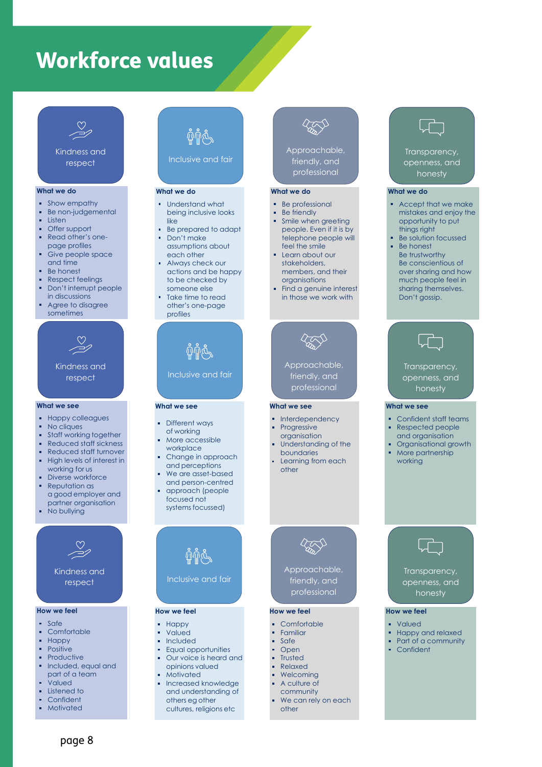# Workforce values

## Kindness and respect

### What we do

- Show empathy
- Be non-judgemental
- Listen
- Offer support
- Read other's one-page profiles
- Give people space and time
- Be honest
- Respect feelings
- Don't interrupt people in discussions
- Agree to disagree sometimes

### What we see

- Happy colleagues
- No cliques
- Staff working together
- Reduced staff sickness
- Reduced staff turnover
- High levels of interest in working for us
- Diverse workforce
- Reputation as a good employer and partner organisation
- No bullying

### How we feel

- Safe
- Comfortable
- Happy
- Positive
- Productive
- Included, equal and part of a team
- Valued
- Listened to
- Confident
- Motivated

## Inclusive and fair

### What we do

- Understand what being inclusive looks like
- Be prepared to adapt
- Don't make assumptions about each other
- Always check our actions and be happy to be checked by someone else
- Take time to read other's one-page profiles

### What we see

- Different ways of working
- More accessible workplace
- Change in approach and perceptions
- We are asset-based and person-centred
- approach (people focused not systems focussed)

### How we feel

- Happy
- Valued
- Included
- Equal opportunities
- Our voice is heard and opinions valued
- Motivated
- Increased knowledge and understanding of others eg other cultures, religions etc

## Approachable, friendly, and professional

### What we do

- Be professional
- Be friendly
- Smile when greeting people. Even if it is by telephone people will feel the smile
- Learn about our stakeholders, members, and their organisations
- Find a genuine interest in those we work with

### What we see

- Interdependency
- Progressive organisation
- Understanding of the boundaries
- Learning from each other

### How we feel

- Comfortable
- Familiar
- Safe
- Open
- Trusted
- Relaxed
- Welcoming
- A culture of community
- We can rely on each other

## Transparency, openness, and honesty

### What we do

- Accept that we make mistakes and enjoy the opportunity to put things right
- Be solution focussed
- Be honest
  Be trustworthy
  Be conscientious of over sharing and how much people feel in sharing themselves.
  Don't gossip.

### What we see

- Confident staff teams
- Respected people and organisation
- Organisational growth
- More partnership working

### How we feel

- Valued
- Happy and relaxed
- Part of a community
- Confident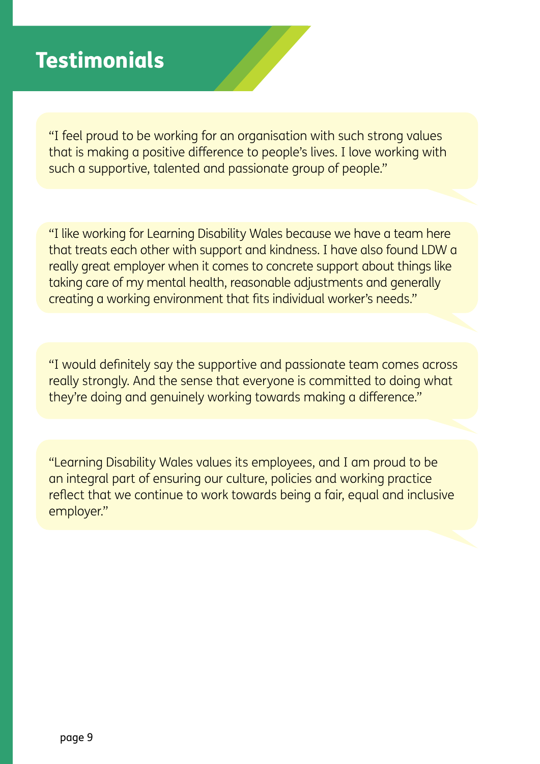# Testimonials

"I feel proud to be working for an organisation with such strong values that is making a positive difference to people's lives. I love working with such a supportive, talented and passionate group of people."

"I like working for Learning Disability Wales because we have a team here that treats each other with support and kindness. I have also found LDW a really great employer when it comes to concrete support about things like taking care of my mental health, reasonable adjustments and generally creating a working environment that fits individual worker's needs."

"I would definitely say the supportive and passionate team comes across really strongly. And the sense that everyone is committed to doing what they're doing and genuinely working towards making a difference."

"Learning Disability Wales values its employees, and I am proud to be an integral part of ensuring our culture, policies and working practice reflect that we continue to work towards being a fair, equal and inclusive employer."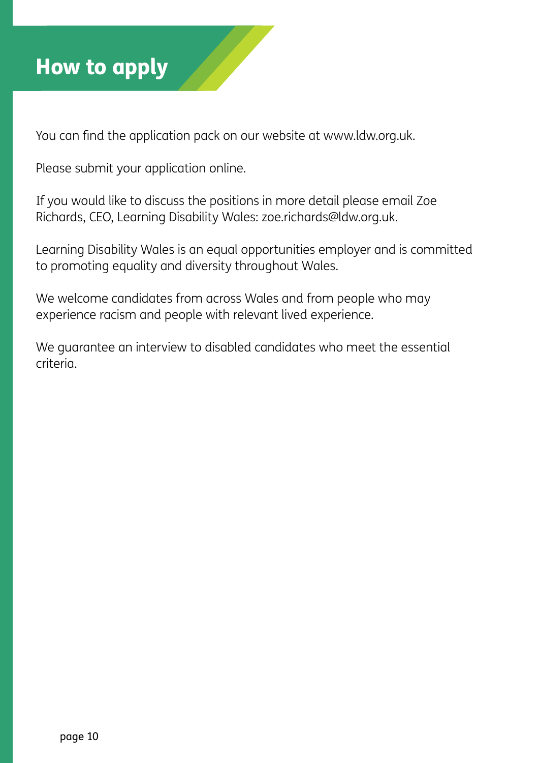# How to apply

You can find the application pack on our website at www.ldw.org.uk.

Please submit your application online.

If you would like to discuss the positions in more detail please email Zoe Richards, CEO, Learning Disability Wales: zoe.richards@ldw.org.uk.

Learning Disability Wales is an equal opportunities employer and is committed to promoting equality and diversity throughout Wales.

We welcome candidates from across Wales and from people who may experience racism and people with relevant lived experience.

We guarantee an interview to disabled candidates who meet the essential criteria.